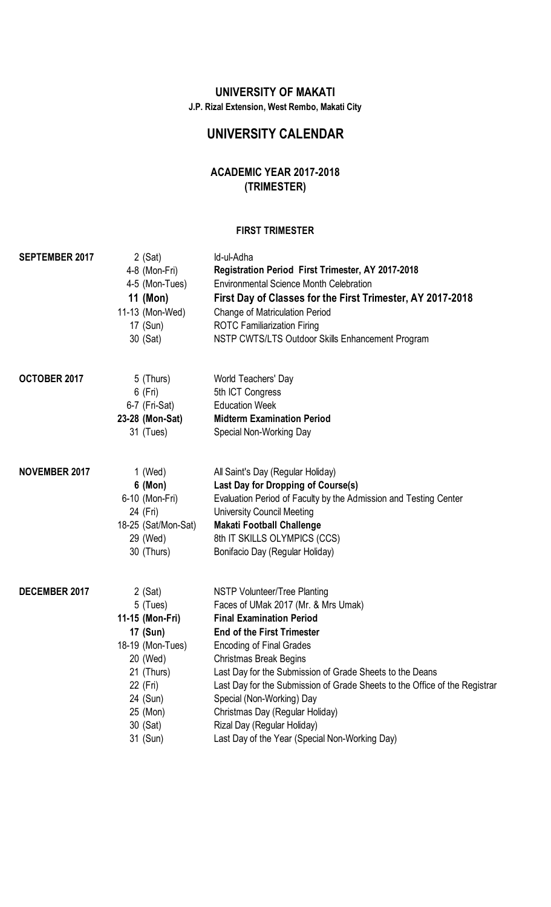# UNIVERSITY OF MAKATI

**J.P. Rizal Extension, West Rembo, Makati City**

## UNIVERSITY CALENDAR

### ACADEMIC YEAR 2017-2018
### (TRIMESTER)

#### FIRST TRIMESTER

| Month | Date | Event |
|---|---|---|
| **SEPTEMBER 2017** | 2 (Sat) | Id-ul-Adha |
| | 4-8 (Mon-Fri) | **Registration Period First Trimester, AY 2017-2018** |
| | 4-5 (Mon-Tues) | Environmental Science Month Celebration |
| | **11 (Mon)** | **First Day of Classes for the First Trimester, AY 2017-2018** |
| | 11-13 (Mon-Wed) | Change of Matriculation Period |
| | 17 (Sun) | ROTC Familiarization Firing |
| | 30 (Sat) | NSTP CWTS/LTS Outdoor Skills Enhancement Program |
| **OCTOBER 2017** | 5 (Thurs) | World Teachers' Day |
| | 6 (Fri) | 5th ICT Congress |
| | 6-7 (Fri-Sat) | Education Week |
| | **23-28 (Mon-Sat)** | **Midterm Examination Period** |
| | 31 (Tues) | Special Non-Working Day |
| **NOVEMBER 2017** | 1 (Wed) | All Saint's Day (Regular Holiday) |
| | **6 (Mon)** | **Last Day for Dropping of Course(s)** |
| | 6-10 (Mon-Fri) | Evaluation Period of Faculty by the Admission and Testing Center |
| | 24 (Fri) | University Council Meeting |
| | 18-25 (Sat/Mon-Sat) | **Makati Football Challenge** |
| | 29 (Wed) | 8th IT SKILLS OLYMPICS (CCS) |
| | 30 (Thurs) | Bonifacio Day (Regular Holiday) |
| **DECEMBER 2017** | 2 (Sat) | NSTP Volunteer/Tree Planting |
| | 5 (Tues) | Faces of UMak 2017 (Mr. & Mrs Umak) |
| | **11-15 (Mon-Fri)** | **Final Examination Period** |
| | **17 (Sun)** | **End of the First Trimester** |
| | 18-19 (Mon-Tues) | Encoding of Final Grades |
| | 20 (Wed) | Christmas Break Begins |
| | 21 (Thurs) | Last Day for the Submission of Grade Sheets to the Deans |
| | 22 (Fri) | Last Day for the Submission of Grade Sheets to the Office of the Registrar |
| | 24 (Sun) | Special (Non-Working) Day |
| | 25 (Mon) | Christmas Day (Regular Holiday) |
| | 30 (Sat) | Rizal Day (Regular Holiday) |
| | 31 (Sun) | Last Day of the Year (Special Non-Working Day) |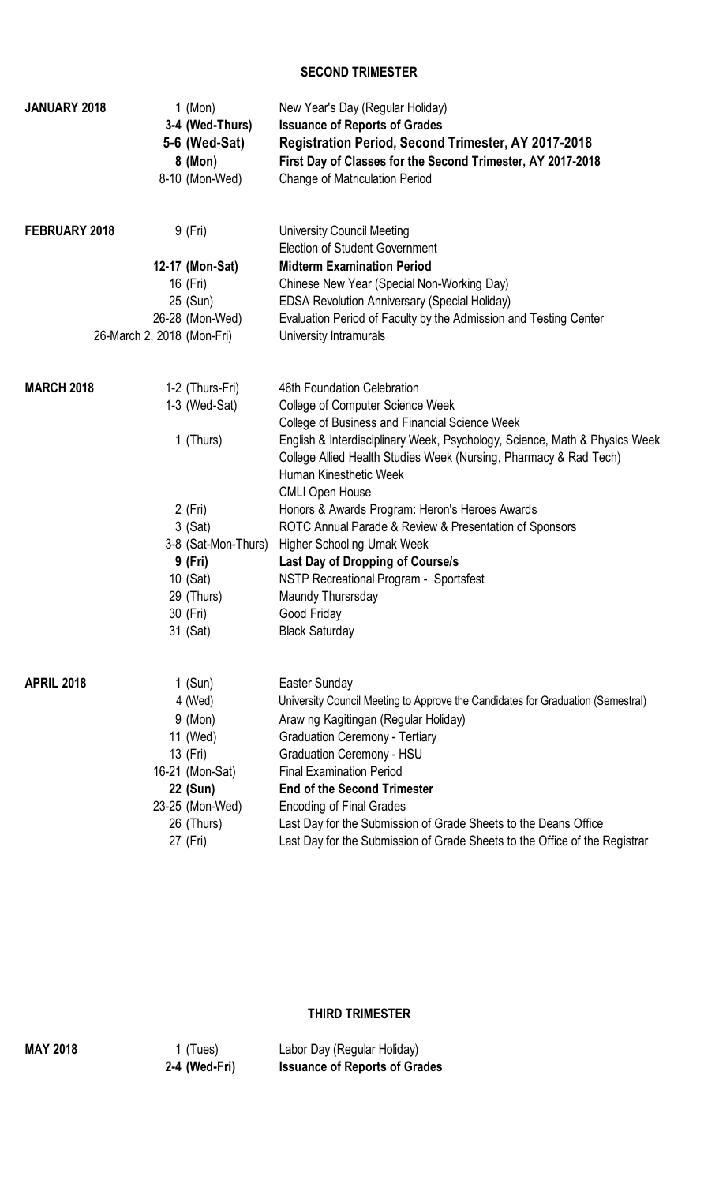## SECOND TRIMESTER

| | | |
|---|---|---|
| **JANUARY 2018** | 1 (Mon) | New Year's Day (Regular Holiday) |
| | **3-4 (Wed-Thurs)** | **Issuance of Reports of Grades** |
| | **5-6 (Wed-Sat)** | **Registration Period, Second Trimester, AY 2017-2018** |
| | **8 (Mon)** | **First Day of Classes for the Second Trimester, AY 2017-2018** |
| | 8-10 (Mon-Wed) | Change of Matriculation Period |
| **FEBRUARY 2018** | 9 (Fri) | University Council Meeting |
| | | Election of Student Government |
| | **12-17 (Mon-Sat)** | **Midterm Examination Period** |
| | 16 (Fri) | Chinese New Year (Special Non-Working Day) |
| | 25 (Sun) | EDSA Revolution Anniversary (Special Holiday) |
| | 26-28 (Mon-Wed) | Evaluation Period of Faculty by the Admission and Testing Center |
| | 26-March 2, 2018 (Mon-Fri) | University Intramurals |
| **MARCH 2018** | 1-2 (Thurs-Fri) | 46th Foundation Celebration |
| | 1-3 (Wed-Sat) | College of Computer Science Week |
| | | College of Business and Financial Science Week |
| | 1 (Thurs) | English & Interdisciplinary Week, Psychology, Science, Math & Physics Week |
| | | College Allied Health Studies Week (Nursing, Pharmacy & Rad Tech) |
| | | Human Kinesthetic Week |
| | | CMLI Open House |
| | 2 (Fri) | Honors & Awards Program: Heron's Heroes Awards |
| | 3 (Sat) | ROTC Annual Parade & Review & Presentation of Sponsors |
| | 3-8 (Sat-Mon-Thurs) | Higher School ng Umak Week |
| | **9 (Fri)** | **Last Day of Dropping of Course/s** |
| | 10 (Sat) | NSTP Recreational Program - Sportsfest |
| | 29 (Thurs) | Maundy Thursrsday |
| | 30 (Fri) | Good Friday |
| | 31 (Sat) | Black Saturday |
| **APRIL 2018** | 1 (Sun) | Easter Sunday |
| | 4 (Wed) | University Council Meeting to Approve the Candidates for Graduation (Semestral) |
| | 9 (Mon) | Araw ng Kagitingan (Regular Holiday) |
| | 11 (Wed) | Graduation Ceremony - Tertiary |
| | 13 (Fri) | Graduation Ceremony - HSU |
| | 16-21 (Mon-Sat) | Final Examination Period |
| | **22 (Sun)** | **End of the Second Trimester** |
| | 23-25 (Mon-Wed) | Encoding of Final Grades |
| | 26 (Thurs) | Last Day for the Submission of Grade Sheets to the Deans Office |
| | 27 (Fri) | Last Day for the Submission of Grade Sheets to the Office of the Registrar |

## THIRD TRIMESTER

| | | |
|---|---|---|
| **MAY 2018** | 1 (Tues) | Labor Day (Regular Holiday) |
| | **2-4 (Wed-Fri)** | **Issuance of Reports of Grades** |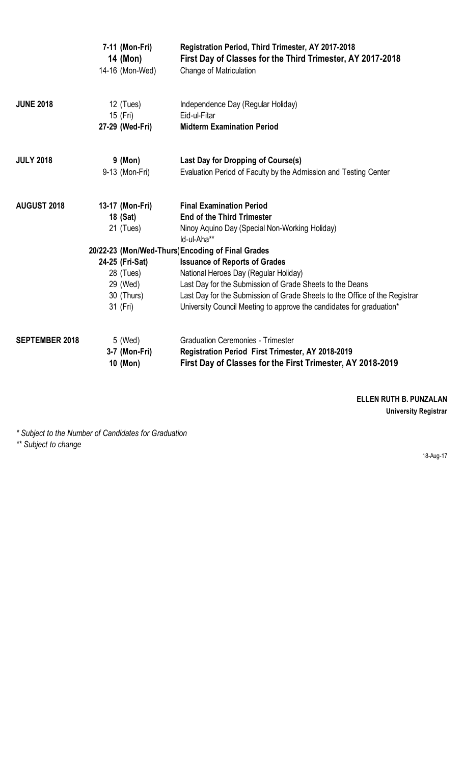| | | |
|---|---|---|
| | **7-11 (Mon-Fri)** | **Registration Period, Third Trimester, AY 2017-2018** |
| | **14 (Mon)** | **First Day of Classes for the Third Trimester, AY 2017-2018** |
| | 14-16 (Mon-Wed) | Change of Matriculation |
| **JUNE 2018** | 12 (Tues) | Independence Day (Regular Holiday) |
| | 15 (Fri) | Eid-ul-Fitar |
| | **27-29 (Wed-Fri)** | **Midterm Examination Period** |
| **JULY 2018** | **9 (Mon)** | **Last Day for Dropping of Course(s)** |
| | 9-13 (Mon-Fri) | Evaluation Period of Faculty by the Admission and Testing Center |
| **AUGUST 2018** | **13-17 (Mon-Fri)** | **Final Examination Period** |
| | **18 (Sat)** | **End of the Third Trimester** |
| | 21 (Tues) | Ninoy Aquino Day (Special Non-Working Holiday) Id-ul-Aha** |
| | **20/22-23 (Mon/Wed-Thurs)** | **Encoding of Final Grades** |
| | **24-25 (Fri-Sat)** | **Issuance of Reports of Grades** |
| | 28 (Tues) | National Heroes Day (Regular Holiday) |
| | 29 (Wed) | Last Day for the Submission of Grade Sheets to the Deans |
| | 30 (Thurs) | Last Day for the Submission of Grade Sheets to the Office of the Registrar |
| | 31 (Fri) | University Council Meeting to approve the candidates for graduation* |
| **SEPTEMBER 2018** | 5 (Wed) | Graduation Ceremonies - Trimester |
| | **3-7 (Mon-Fri)** | **Registration Period First Trimester, AY 2018-2019** |
| | **10 (Mon)** | **First Day of Classes for the First Trimester, AY 2018-2019** |

**ELLEN RUTH B. PUNZALAN**
**University Registrar**

*\* Subject to the Number of Candidates for Graduation*
*\*\* Subject to change*

18-Aug-17